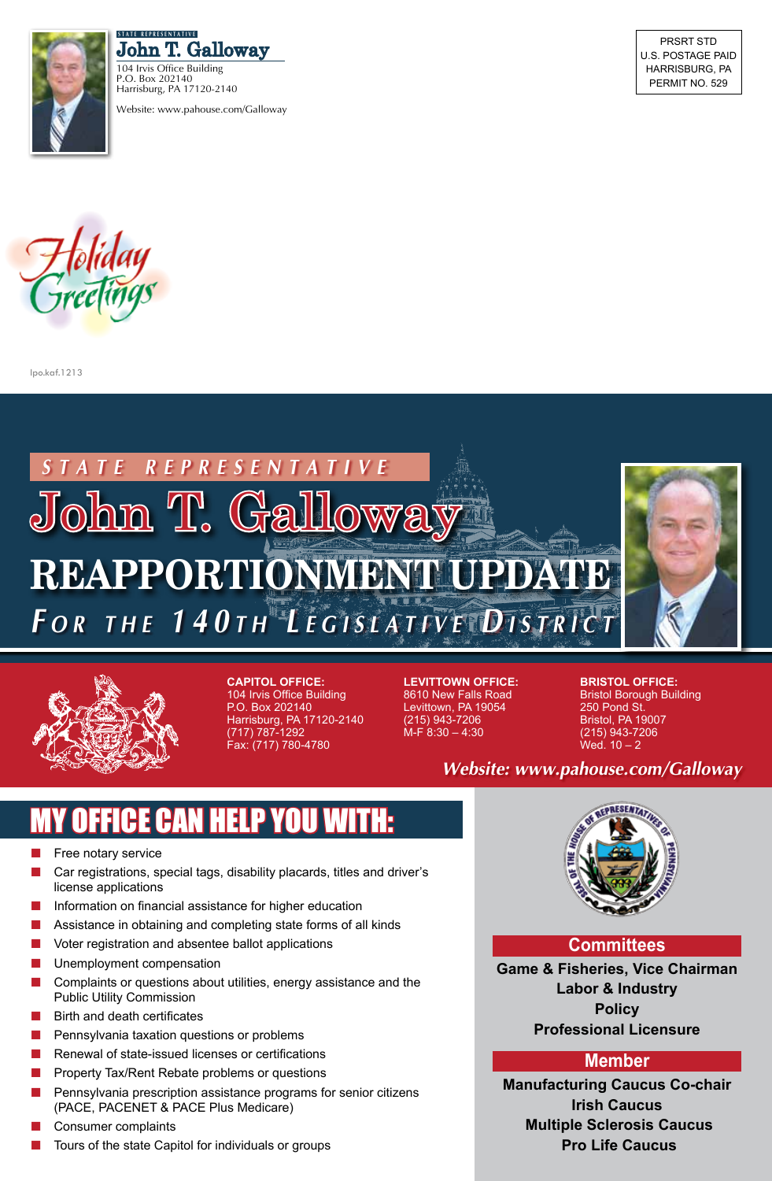STATE REPRESENTATIVE

**John T. Galloway**

104 Irvis Office Building
P.O. Box 202140
Harrisburg, PA 17120-2140

Website: www.pahouse.com/Galloway

PRSRT STD
U.S. POSTAGE PAID
HARRISBURG, PA
PERMIT NO. 529

*Holiday Greetings*

lpo.kaf.1213

*STATE REPRESENTATIVE*

# John T. Galloway

# REAPPORTIONMENT UPDATE

## *For the 140th Legislative District*

**CAPITOL OFFICE:**
104 Irvis Office Building
P.O. Box 202140
Harrisburg, PA 17120-2140
(717) 787-1292
Fax: (717) 780-4780

**LEVITTOWN OFFICE:**
8610 New Falls Road
Levittown, PA 19054
(215) 943-7206
M-F 8:30 – 4:30

**BRISTOL OFFICE:**
Bristol Borough Building
250 Pond St.
Bristol, PA 19007
(215) 943-7206
Wed. 10 – 2

***Website: www.pahouse.com/Galloway***

## MY OFFICE CAN HELP YOU WITH:

- Free notary service
- Car registrations, special tags, disability placards, titles and driver's license applications
- Information on financial assistance for higher education
- Assistance in obtaining and completing state forms of all kinds
- Voter registration and absentee ballot applications
- Unemployment compensation
- Complaints or questions about utilities, energy assistance and the Public Utility Commission
- Birth and death certificates
- Pennsylvania taxation questions or problems
- Renewal of state-issued licenses or certifications
- Property Tax/Rent Rebate problems or questions
- Pennsylvania prescription assistance programs for senior citizens (PACE, PACENET & PACE Plus Medicare)
- Consumer complaints
- Tours of the state Capitol for individuals or groups

### Committees

**Game & Fisheries, Vice Chairman**
**Labor & Industry**
**Policy**
**Professional Licensure**

### Member

**Manufacturing Caucus Co-chair**
**Irish Caucus**
**Multiple Sclerosis Caucus**
**Pro Life Caucus**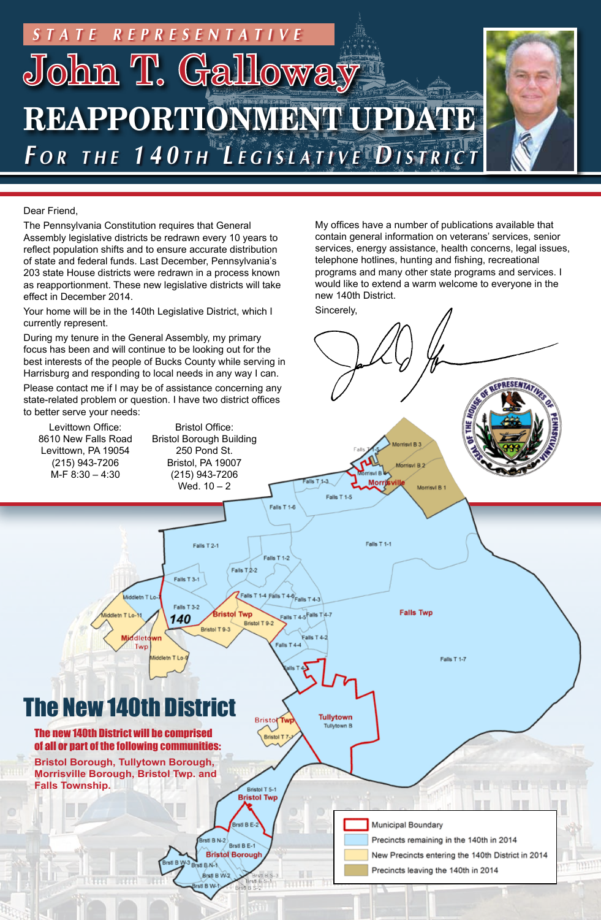STATE REPRESENTATIVE

# John T. Galloway

# REAPPORTIONMENT UPDATE

## For the 140th Legislative District

Dear Friend,

The Pennsylvania Constitution requires that General Assembly legislative districts be redrawn every 10 years to reflect population shifts and to ensure accurate distribution of state and federal funds. Last December, Pennsylvania's 203 state House districts were redrawn in a process known as reapportionment. These new legislative districts will take effect in December 2014.

Your home will be in the 140th Legislative District, which I currently represent.

During my tenure in the General Assembly, my primary focus has been and will continue to be looking out for the best interests of the people of Bucks County while serving in Harrisburg and responding to local needs in any way I can.

Please contact me if I may be of assistance concerning any state-related problem or question. I have two district offices to better serve your needs:

Levittown Office:
8610 New Falls Road
Levittown, PA 19054
(215) 943-7206
M-F 8:30 – 4:30

Bristol Office:
Bristol Borough Building
250 Pond St.
Bristol, PA 19007
(215) 943-7206
Wed. 10 – 2

My offices have a number of publications available that contain general information on veterans' services, senior services, energy assistance, health concerns, legal issues, telephone hotlines, hunting and fishing, recreational programs and many other state programs and services. I would like to extend a warm welcome to everyone in the new 140th District.

Sincerely,

SEAL OF THE HOUSE OF REPRESENTATIVES OF PENNSYLVANIA

## The New 140th District

**The new 140th District will be comprised of all or part of the following communities:**

**Bristol Borough, Tullytown Borough, Morrisville Borough, Bristol Twp. and Falls Township.**

Falls T 1-5
Morrisvl B 3
Morrisvl B 2
Morrisvl B
Morrisville
Morrisvl B 1
Falls T 1-3
Falls T 1-5
Falls T 1-6
Falls T 2-1
Falls T 1-1
Falls T 1-2
Falls T 2-2
Falls T 3-1
Middletn T Lo-7
Falls T 1-4
Falls T 4-6
Falls T 4-3
Middletn T Lo-11
Falls T 3-2
140
Bristol Twp
Bristol T 9-2
Falls T 4-5
Falls T 4-7
Falls Twp
Bristol T 9-3
Falls T 4-2
Middletown Twp
Falls T 4-4
Middletn T Lo-9
Falls T 4-1
Falls T 1-7
Tullytown
Tullytown B
Bristol Twp
Bristol T 7-1
Bristol T 5-1
Bristol Twp
Brstl B E-2
Brstl B N-2
Brstl B E-1
Bristol Borough
Brstl B W-3
Brstl B N-1
Brstl B W-2
Brstl B S-3
Brstl B S-1
Brstl B W-1
Brstl B S-2

Municipal Boundary
Precincts remaining in the 140th in 2014
New Precincts entering the 140th District in 2014
Precincts leaving the 140th in 2014